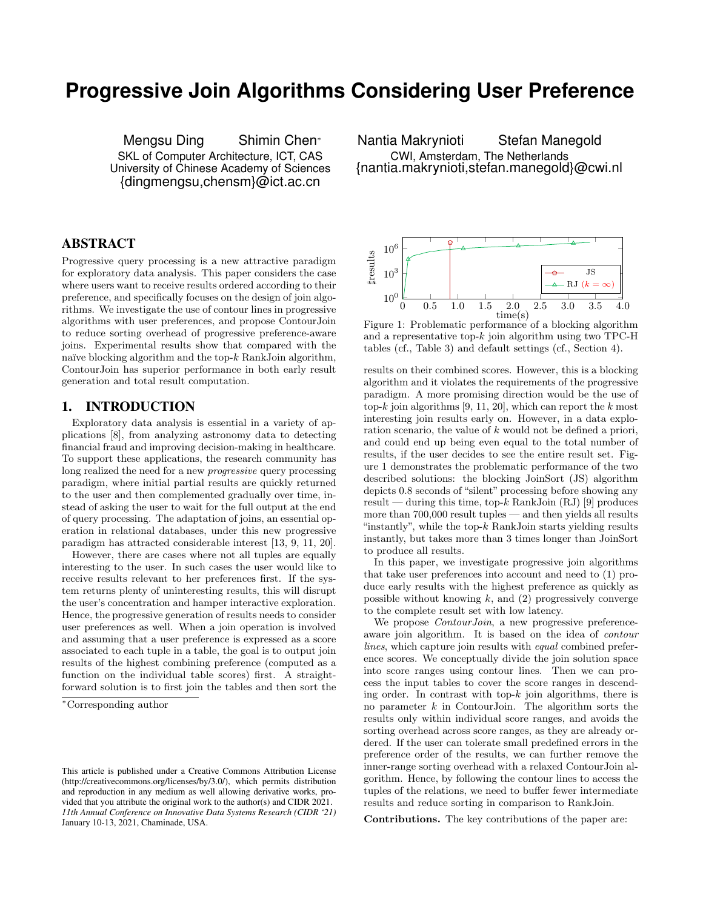# Progressive Join Algorithms Considering User Preference

Mengsu Ding Shimin Chen*
SKL of Computer Architecture, ICT, CAS
University of Chinese Academy of Sciences
{dingmengsu,chensm}@ict.ac.cn

Nantia Makrynioti Stefan Manegold
CWI, Amsterdam, The Netherlands
{nantia.makrynioti,stefan.manegold}@cwi.nl

## ABSTRACT

Progressive query processing is a new attractive paradigm for exploratory data analysis. This paper considers the case where users want to receive results ordered according to their preference, and specifically focuses on the design of join algorithms. We investigate the use of contour lines in progressive algorithms with user preferences, and propose ContourJoin to reduce sorting overhead of progressive preference-aware joins. Experimental results show that compared with the naïve blocking algorithm and the top-$k$ RankJoin algorithm, ContourJoin has superior performance in both early result generation and total result computation.

## 1. INTRODUCTION

Exploratory data analysis is essential in a variety of applications [8], from analyzing astronomy data to detecting financial fraud and improving decision-making in healthcare. To support these applications, the research community has long realized the need for a new *progressive* query processing paradigm, where initial partial results are quickly returned to the user and then complemented gradually over time, instead of asking the user to wait for the full output at the end of query processing. The adaptation of joins, an essential operation in relational databases, under this new progressive paradigm has attracted considerable interest [13, 9, 11, 20].

However, there are cases where not all tuples are equally interesting to the user. In such cases the user would like to receive results relevant to her preferences first. If the system returns plenty of uninteresting results, this will disrupt the user's concentration and hamper interactive exploration. Hence, the progressive generation of results needs to consider user preferences as well. When a join operation is involved and assuming that a user preference is expressed as a score associated to each tuple in a table, the goal is to output join results of the highest combining preference (computed as a function on the individual table scores) first. A straightforward solution is to first join the tables and then sort the results on their combined scores. However, this is a blocking algorithm and it violates the requirements of the progressive paradigm. A more promising direction would be the use of top-$k$ join algorithms [9, 11, 20], which can report the $k$ most interesting join results early on. However, in a data exploration scenario, the value of $k$ would not be defined a priori, and could end up being even equal to the total number of results, if the user decides to see the entire result set. Figure 1 demonstrates the problematic performance of the two described solutions: the blocking JoinSort (JS) algorithm depicts 0.8 seconds of "silent" processing before showing any result — during this time, top-$k$ RankJoin (RJ) [9] produces more than 700,000 result tuples — and then yields all results "instantly", while the top-$k$ RankJoin starts yielding results instantly, but takes more than 3 times longer than JoinSort to produce all results.

Figure 1: Problematic performance of a blocking algorithm and a representative top-$k$ join algorithm using two TPC-H tables (cf., Table 3) and default settings (cf., Section 4).

In this paper, we investigate progressive join algorithms that take user preferences into account and need to (1) produce early results with the highest preference as quickly as possible without knowing $k$, and (2) progressively converge to the complete result set with low latency.

We propose *ContourJoin*, a new progressive preference-aware join algorithm. It is based on the idea of *contour lines*, which capture join results with *equal* combined preference scores. We conceptually divide the join solution space into score ranges using contour lines. Then we can process the input tables to cover the score ranges in descending order. In contrast with top-$k$ join algorithms, there is no parameter $k$ in ContourJoin. The algorithm sorts the results only within individual score ranges, and avoids the sorting overhead across score ranges, as they are already ordered. If the user can tolerate small predefined errors in the preference order of the results, we can further remove the inner-range sorting overhead with a relaxed ContourJoin algorithm. Hence, by following the contour lines to access the tuples of the relations, we need to buffer fewer intermediate results and reduce sorting in comparison to RankJoin.

**Contributions.** The key contributions of the paper are:

*Corresponding author

This article is published under a Creative Commons Attribution License (http://creativecommons.org/licenses/by/3.0/), which permits distribution and reproduction in any medium as well allowing derivative works, provided that you attribute the original work to the author(s) and CIDR 2021.
*11th Annual Conference on Innovative Data Systems Research (CIDR '21)* January 10-13, 2021, Chaminade, USA.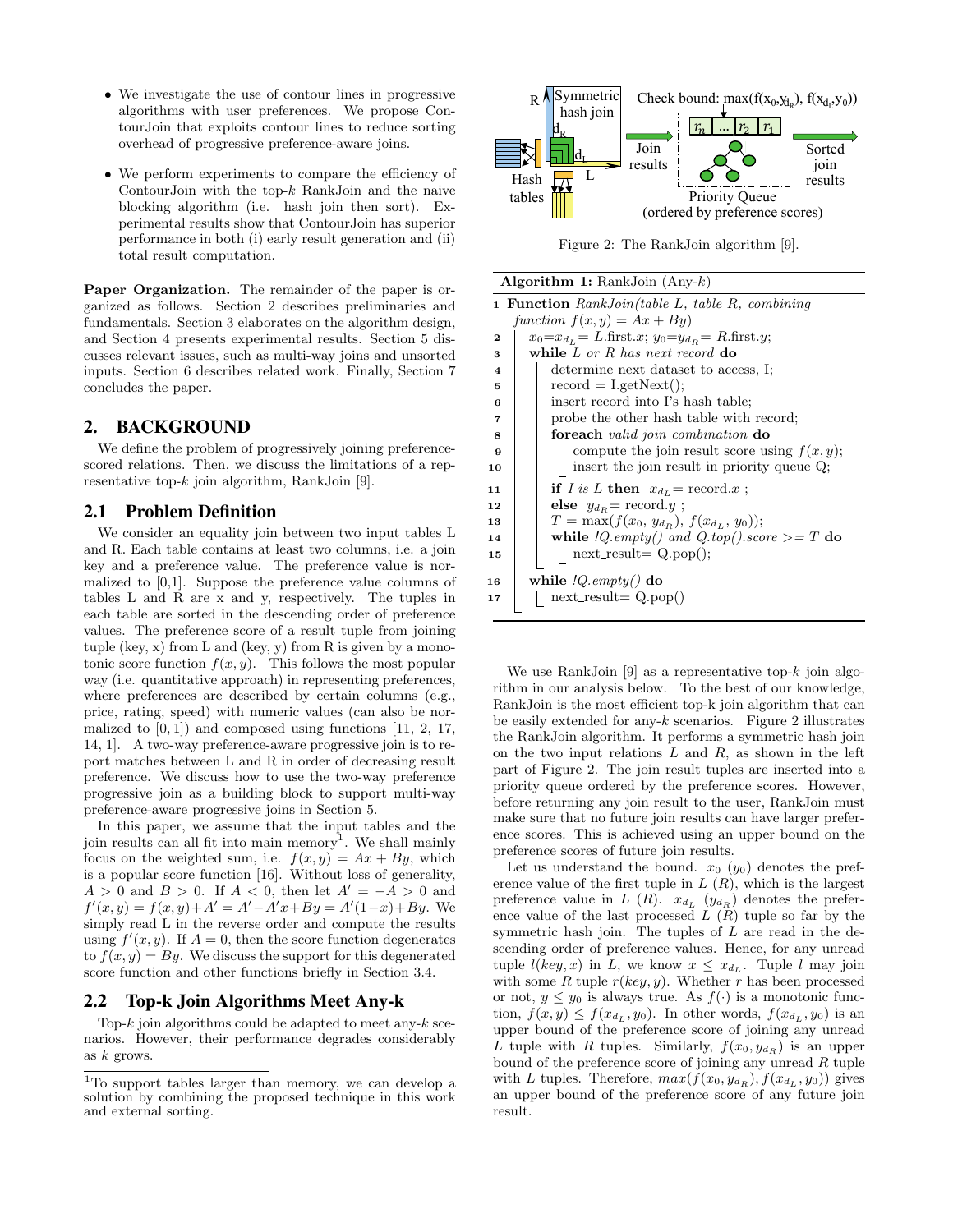- We investigate the use of contour lines in progressive algorithms with user preferences. We propose ContourJoin that exploits contour lines to reduce sorting overhead of progressive preference-aware joins.
- We perform experiments to compare the efficiency of ContourJoin with the top-$k$ RankJoin and the naive blocking algorithm (i.e. hash join then sort). Experimental results show that ContourJoin has superior performance in both (i) early result generation and (ii) total result computation.

**Paper Organization.** The remainder of the paper is organized as follows. Section 2 describes preliminaries and fundamentals. Section 3 elaborates on the algorithm design, and Section 4 presents experimental results. Section 5 discusses relevant issues, such as multi-way joins and unsorted inputs. Section 6 describes related work. Finally, Section 7 concludes the paper.

## 2. BACKGROUND

We define the problem of progressively joining preference-scored relations. Then, we discuss the limitations of a representative top-$k$ join algorithm, RankJoin [9].

### 2.1 Problem Definition

We consider an equality join between two input tables L and R. Each table contains at least two columns, i.e. a join key and a preference value. The preference value is normalized to [0,1]. Suppose the preference value columns of tables L and R are x and y, respectively. The tuples in each table are sorted in the descending order of preference values. The preference score of a result tuple from joining tuple (key, x) from L and (key, y) from R is given by a monotonic score function $f(x, y)$. This follows the most popular way (i.e. quantitative approach) in representing preferences, where preferences are described by certain columns (e.g., price, rating, speed) with numeric values (can also be normalized to $[0, 1]$) and composed using functions [11, 2, 17, 14, 1]. A two-way preference-aware progressive join is to report matches between L and R in order of decreasing result preference. We discuss how to use the two-way preference progressive join as a building block to support multi-way preference-aware progressive joins in Section 5.

In this paper, we assume that the input tables and the join results can all fit into main memory[1]. We shall mainly focus on the weighted sum, i.e. $f(x, y) = Ax + By$, which is a popular score function [16]. Without loss of generality, $A > 0$ and $B > 0$. If $A < 0$, then let $A' = -A > 0$ and $f'(x, y) = f(x, y) + A' = A' - A'x + By = A'(1-x) + By$. We simply read L in the reverse order and compute the results using $f'(x, y)$. If $A = 0$, then the score function degenerates to $f(x, y) = By$. We discuss the support for this degenerated score function and other functions briefly in Section 3.4.

### 2.2 Top-k Join Algorithms Meet Any-k

Top-$k$ join algorithms could be adapted to meet any-$k$ scenarios. However, their performance degrades considerably as $k$ grows.

[1] To support tables larger than memory, we can develop a solution by combining the proposed technique in this work and external sorting.

Figure 2: The RankJoin algorithm [9].

**Algorithm 1:** RankJoin (Any-$k$)

```
1  Function RankJoin(table L, table R, combining
     function f(x, y) = Ax + By)
2     x0=x_dL= L.first.x; y0=y_dR= R.first.y;
3     while L or R has next record do
4        determine next dataset to access, I;
5        record = I.getNext();
6        insert record into I's hash table;
7        probe the other hash table with record;
8        foreach valid join combination do
9           compute the join result score using f(x, y);
10          insert the join result in priority queue Q;
11       if I is L then  x_dL= record.x ;
12       else  y_dR= record.y ;
13       T = max(f(x0, y_dR), f(x_dL, y0));
14       while !Q.empty() and Q.top().score >= T do
15          next_result= Q.pop();
16    while !Q.empty() do
17       next_result= Q.pop()
```

We use RankJoin [9] as a representative top-$k$ join algorithm in our analysis below. To the best of our knowledge, RankJoin is the most efficient top-k join algorithm that can be easily extended for any-$k$ scenarios. Figure 2 illustrates the RankJoin algorithm. It performs a symmetric hash join on the two input relations $L$ and $R$, as shown in the left part of Figure 2. The join result tuples are inserted into a priority queue ordered by the preference scores. However, before returning any join result to the user, RankJoin must make sure that no future join results can have larger preference scores. This is achieved using an upper bound on the preference scores of future join results.

Let us understand the bound. $x_0$ ($y_0$) denotes the preference value of the first tuple in $L$ ($R$), which is the largest preference value in $L$ ($R$). $x_{d_L}$ ($y_{d_R}$) denotes the preference value of the last processed $L$ ($R$) tuple so far by the symmetric hash join. The tuples of $L$ are read in the descending order of preference values. Hence, for any unread tuple $l(key, x)$ in $L$, we know $x \leq x_{d_L}$. Tuple $l$ may join with some $R$ tuple $r(key, y)$. Whether $r$ has been processed or not, $y \leq y_0$ is always true. As $f(\cdot)$ is a monotonic function, $f(x, y) \leq f(x_{d_L}, y_0)$. In other words, $f(x_{d_L}, y_0)$ is an upper bound of the preference score of joining any unread $L$ tuple with $R$ tuples. Similarly, $f(x_0, y_{d_R})$ is an upper bound of the preference score of joining any unread $R$ tuple with $L$ tuples. Therefore, $max(f(x_0, y_{d_R}), f(x_{d_L}, y_0))$ gives an upper bound of the preference score of any future join result.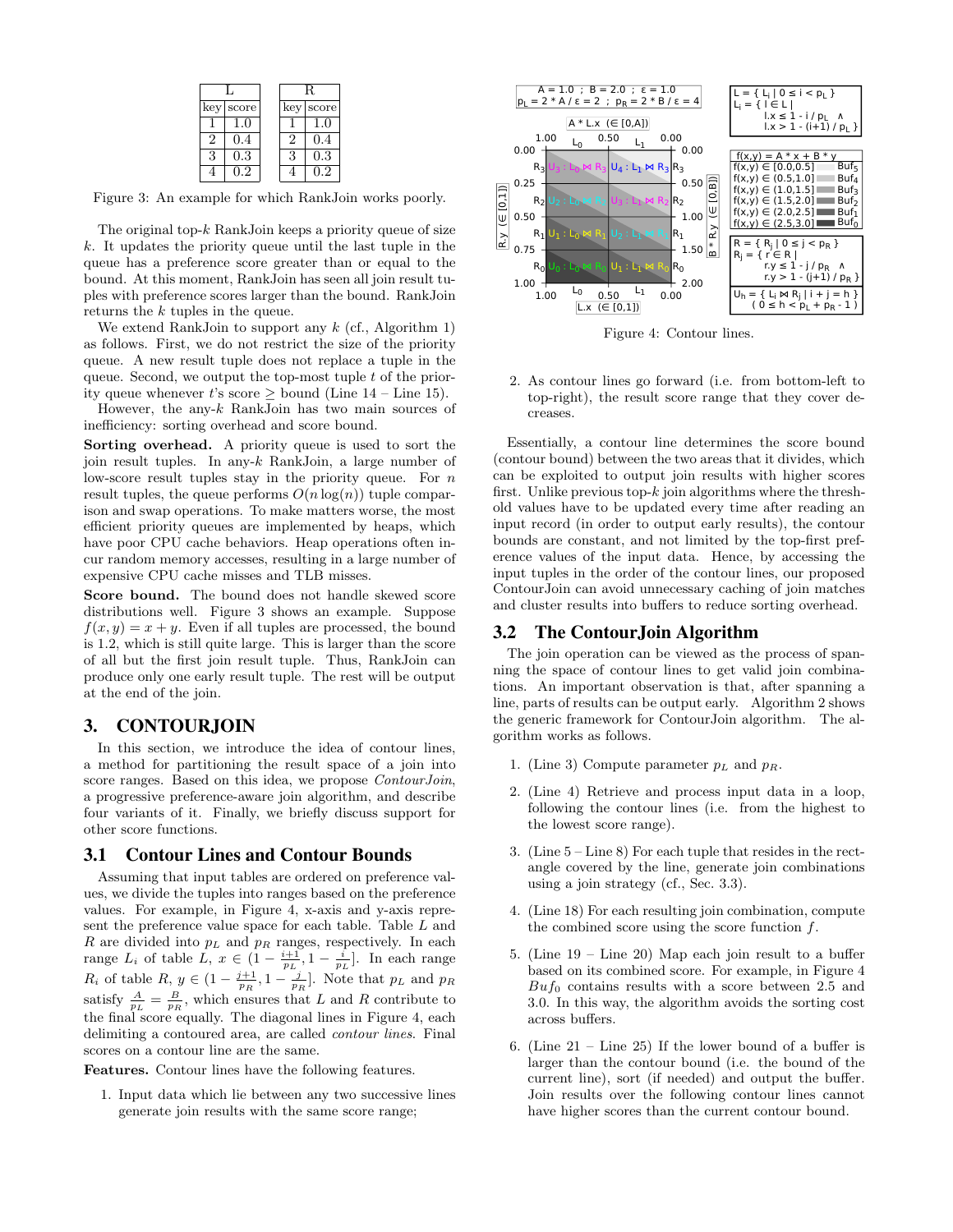| L | | | R | |
|---|---|---|---|---|
| key | score | | key | score |
| 1 | 1.0 | | 1 | 1.0 |
| 2 | 0.4 | | 2 | 0.4 |
| 3 | 0.3 | | 3 | 0.3 |
| 4 | 0.2 | | 4 | 0.2 |

Figure 3: An example for which RankJoin works poorly.

The original top-$k$ RankJoin keeps a priority queue of size $k$. It updates the priority queue until the last tuple in the queue has a preference score greater than or equal to the bound. At this moment, RankJoin has seen all join result tuples with preference scores larger than the bound. RankJoin returns the $k$ tuples in the queue.

We extend RankJoin to support any $k$ (cf., Algorithm 1) as follows. First, we do not restrict the size of the priority queue. A new result tuple does not replace a tuple in the queue. Second, we output the top-most tuple $t$ of the priority queue whenever $t$'s score $\geq$ bound (Line 14 – Line 15).

However, the any-$k$ RankJoin has two main sources of inefficiency: sorting overhead and score bound.

**Sorting overhead.** A priority queue is used to sort the join result tuples. In any-$k$ RankJoin, a large number of low-score result tuples stay in the priority queue. For $n$ result tuples, the queue performs $O(n \log(n))$ tuple comparison and swap operations. To make matters worse, the most efficient priority queues are implemented by heaps, which have poor CPU cache behaviors. Heap operations often incur random memory accesses, resulting in a large number of expensive CPU cache misses and TLB misses.

**Score bound.** The bound does not handle skewed score distributions well. Figure 3 shows an example. Suppose $f(x, y) = x + y$. Even if all tuples are processed, the bound is 1.2, which is still quite large. This is larger than the score of all but the first join result tuple. Thus, RankJoin can produce only one early result tuple. The rest will be output at the end of the join.

## 3. CONTOURJOIN

In this section, we introduce the idea of contour lines, a method for partitioning the result space of a join into score ranges. Based on this idea, we propose *ContourJoin*, a progressive preference-aware join algorithm, and describe four variants of it. Finally, we briefly discuss support for other score functions.

### 3.1 Contour Lines and Contour Bounds

Assuming that input tables are ordered on preference values, we divide the tuples into ranges based on the preference values. For example, in Figure 4, x-axis and y-axis represent the preference value space for each table. Table $L$ and $R$ are divided into $p_L$ and $p_R$ ranges, respectively. In each range $L_i$ of table $L$, $x \in (1 - \frac{i+1}{p_L}, 1 - \frac{i}{p_L}]$. In each range $R_i$ of table $R$, $y \in (1 - \frac{j+1}{p_R}, 1 - \frac{j}{p_R}]$. Note that $p_L$ and $p_R$ satisfy $\frac{A}{p_L} = \frac{B}{p_R}$, which ensures that $L$ and $R$ contribute to the final score equally. The diagonal lines in Figure 4, each delimiting a contoured area, are called *contour lines*. Final scores on a contour line are the same.

**Features.** Contour lines have the following features.

1. Input data which lie between any two successive lines generate join results with the same score range;
2. As contour lines go forward (i.e. from bottom-left to top-right), the result score range that they cover decreases.

Figure 4: Contour lines.

Essentially, a contour line determines the score bound (contour bound) between the two areas that it divides, which can be exploited to output join results with higher scores first. Unlike previous top-$k$ join algorithms where the threshold values have to be updated every time after reading an input record (in order to output early results), the contour bounds are constant, and not limited by the top-first preference values of the input data. Hence, by accessing the input tuples in the order of the contour lines, our proposed ContourJoin can avoid unnecessary caching of join matches and cluster results into buffers to reduce sorting overhead.

### 3.2 The ContourJoin Algorithm

The join operation can be viewed as the process of spanning the space of contour lines to get valid join combinations. An important observation is that, after spanning a line, parts of results can be output early. Algorithm 2 shows the generic framework for ContourJoin algorithm. The algorithm works as follows.

1. (Line 3) Compute parameter $p_L$ and $p_R$.
2. (Line 4) Retrieve and process input data in a loop, following the contour lines (i.e. from the highest to the lowest score range).
3. (Line 5 – Line 8) For each tuple that resides in the rectangle covered by the line, generate join combinations using a join strategy (cf., Sec. 3.3).
4. (Line 18) For each resulting join combination, compute the combined score using the score function $f$.
5. (Line 19 – Line 20) Map each join result to a buffer based on its combined score. For example, in Figure 4 $Buf_0$ contains results with a score between 2.5 and 3.0. In this way, the algorithm avoids the sorting cost across buffers.
6. (Line 21 – Line 25) If the lower bound of a buffer is larger than the contour bound (i.e. the bound of the current line), sort (if needed) and output the buffer. Join results over the following contour lines cannot have higher scores than the current contour bound.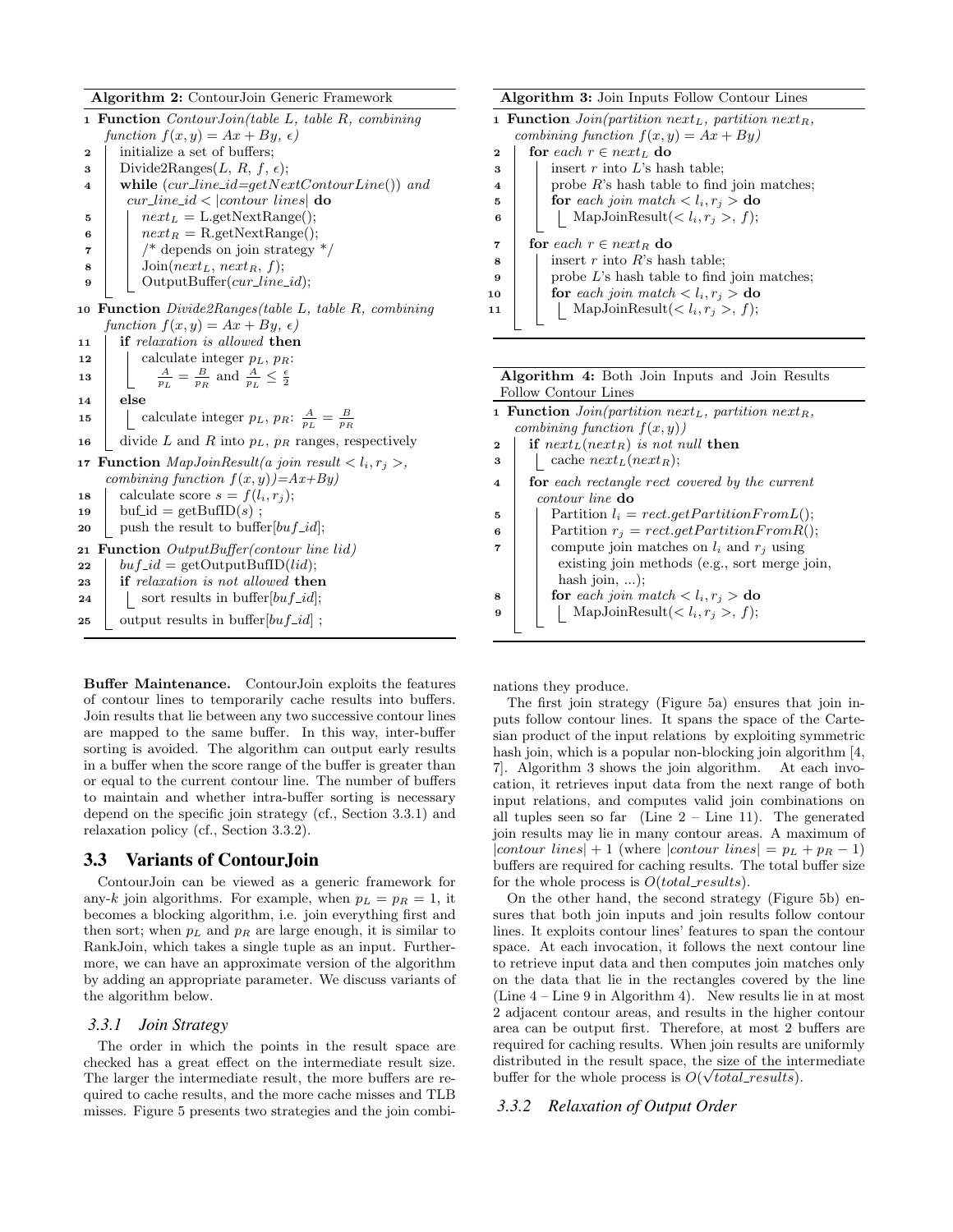**Algorithm 2:** ContourJoin Generic Framework

```
1  Function ContourJoin(table L, table R, combining
     function f(x,y) = Ax + By, ε)
2      initialize a set of buffers;
3      Divide2Ranges(L, R, f, ε);
4      while (cur_line_id=getNextContourLine()) and
         cur_line_id < |contour lines| do
5          next_L = L.getNextRange();
6          next_R = R.getNextRange();
7          /* depends on join strategy */
8          Join(next_L, next_R, f);
9          OutputBuffer(cur_line_id);
10 Function Divide2Ranges(table L, table R, combining
     function f(x,y) = Ax + By, ε)
11     if relaxation is allowed then
12         calculate integer p_L, p_R:
13             A/p_L = B/p_R and A/p_L ≤ ε/2
14     else
15         calculate integer p_L, p_R: A/p_L = B/p_R
16     divide L and R into p_L, p_R ranges, respectively
17 Function MapJoinResult(a join result <l_i, r_j>,
     combining function f(x,y))=Ax+By)
18     calculate score s = f(l_i, r_j);
19     buf_id = getBufID(s) ;
20     push the result to buffer[buf_id];
21 Function OutputBuffer(contour line lid)
22     buf_id = getOutputBufID(lid);
23     if relaxation is not allowed then
24         sort results in buffer[buf_id];
25     output results in buffer[buf_id] ;
```

**Buffer Maintenance.** ContourJoin exploits the features of contour lines to temporarily cache results into buffers. Join results that lie between any two successive contour lines are mapped to the same buffer. In this way, inter-buffer sorting is avoided. The algorithm can output early results in a buffer when the score range of the buffer is greater than or equal to the current contour line. The number of buffers to maintain and whether intra-buffer sorting is necessary depend on the specific join strategy (cf., Section 3.3.1) and relaxation policy (cf., Section 3.3.2).

## 3.3 Variants of ContourJoin

ContourJoin can be viewed as a generic framework for any-$k$ join algorithms. For example, when $p_L = p_R = 1$, it becomes a blocking algorithm, i.e. join everything first and then sort; when $p_L$ and $p_R$ are large enough, it is similar to RankJoin, which takes a single tuple as an input. Furthermore, we can have an approximate version of the algorithm by adding an appropriate parameter. We discuss variants of the algorithm below.

### 3.3.1 Join Strategy

The order in which the points in the result space are checked has a great effect on the intermediate result size. The larger the intermediate result, the more buffers are required to cache results, and the more cache misses and TLB misses. Figure 5 presents two strategies and the join combinations they produce.

**Algorithm 3:** Join Inputs Follow Contour Lines

```
1  Function Join(partition next_L, partition next_R,
     combining function f(x,y) = Ax + By)
2      for each r ∈ next_L do
3          insert r into L's hash table;
4          probe R's hash table to find join matches;
5          for each join match <l_i, r_j> do
6              MapJoinResult(<l_i, r_j>, f);
7      for each r ∈ next_R do
8          insert r into R's hash table;
9          probe L's hash table to find join matches;
10         for each join match <l_i, r_j> do
11             MapJoinResult(<l_i, r_j>, f);
```

**Algorithm 4:** Both Join Inputs and Join Results Follow Contour Lines

```
1  Function Join(partition next_L, partition next_R,
     combining function f(x,y))
2      if next_L(next_R) is not null then
3          cache next_L(next_R);
4      for each rectangle rect covered by the current
         contour line do
5          Partition l_i = rect.getPartitionFromL();
6          Partition r_j = rect.getPartitionFromR();
7          compute join matches on l_i and r_j using
             existing join methods (e.g., sort merge join,
             hash join, ...);
8          for each join match <l_i, r_j> do
9              MapJoinResult(<l_i, r_j>, f);
```

The first join strategy (Figure 5a) ensures that join inputs follow contour lines. It spans the space of the Cartesian product of the input relations by exploiting symmetric hash join, which is a popular non-blocking join algorithm [4, 7]. Algorithm 3 shows the join algorithm. At each invocation, it retrieves input data from the next range of both input relations, and computes valid join combinations on all tuples seen so far (Line 2 – Line 11). The generated join results may lie in many contour areas. A maximum of $|contour\ lines| + 1$ (where $|contour\ lines| = p_L + p_R - 1$) buffers are required for caching results. The total buffer size for the whole process is $O(total\_results)$.

On the other hand, the second strategy (Figure 5b) ensures that both join inputs and join results follow contour lines. It exploits contour lines' features to span the contour space. At each invocation, it follows the next contour line to retrieve input data and then computes join matches only on the data that lie in the rectangles covered by the line (Line 4 – Line 9 in Algorithm 4). New results lie in at most 2 adjacent contour areas, and results in the higher contour area can be output first. Therefore, at most 2 buffers are required for caching results. When join results are uniformly distributed in the result space, the size of the intermediate buffer for the whole process is $O(\sqrt{total\_results})$.

### 3.3.2 Relaxation of Output Order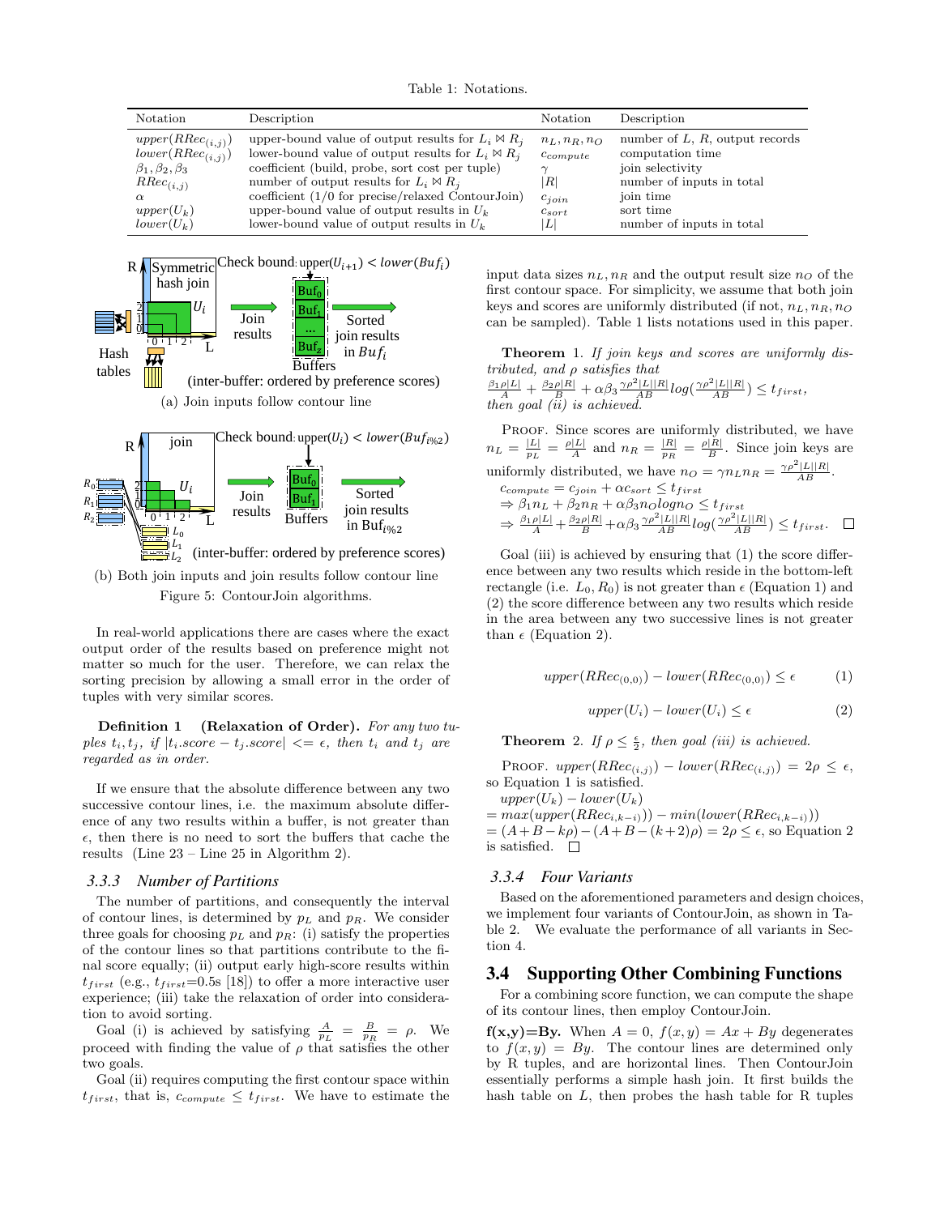Table 1: Notations.

| Notation | Description | Notation | Description |
|---|---|---|---|
| $upper(RRec_{(i,j)})$ | upper-bound value of output results for $L_i \bowtie R_j$ | $n_L, n_R, n_O$ | number of $L$, $R$, output records |
| $lower(RRec_{(i,j)})$ | lower-bound value of output results for $L_i \bowtie R_j$ | $c_{compute}$ | computation time |
| $\beta_1, \beta_2, \beta_3$ | coefficient (build, probe, sort cost per tuple) | $\gamma$ | join selectivity |
| $RRec_{(i,j)}$ | number of output results for $L_i \bowtie R_j$ | $\|R\|$ | number of inputs in total |
| $\alpha$ | coefficient (1/0 for precise/relaxed ContourJoin) | $c_{join}$ | join time |
| $upper(U_k)$ | upper-bound value of output results in $U_k$ | $c_{sort}$ | sort time |
| $lower(U_k)$ | lower-bound value of output results in $U_k$ | $\|L\|$ | number of inputs in total |

(a) Join inputs follow contour line

(b) Both join inputs and join results follow contour line

Figure 5: ContourJoin algorithms.

In real-world applications there are cases where the exact output order of the results based on preference might not matter so much for the user. Therefore, we can relax the sorting precision by allowing a small error in the order of tuples with very similar scores.

**Definition 1 (Relaxation of Order).** *For any two tuples $t_i, t_j$, if $|t_i.score - t_j.score| <= \epsilon$, then $t_i$ and $t_j$ are regarded as in order.*

If we ensure that the absolute difference between any two successive contour lines, i.e. the maximum absolute difference of any two results within a buffer, is not greater than $\epsilon$, then there is no need to sort the buffers that cache the results (Line 23 – Line 25 in Algorithm 2).

### 3.3.3 Number of Partitions

The number of partitions, and consequently the interval of contour lines, is determined by $p_L$ and $p_R$. We consider three goals for choosing $p_L$ and $p_R$: (i) satisfy the properties of the contour lines so that partitions contribute to the final score equally; (ii) output early high-score results within $t_{first}$ (e.g., $t_{first}$=0.5s [18]) to offer a more interactive user experience; (iii) take the relaxation of order into consideration to avoid sorting.

Goal (i) is achieved by satisfying $\frac{A}{p_L} = \frac{B}{p_R} = \rho$. We proceed with finding the value of $\rho$ that satisfies the other two goals.

Goal (ii) requires computing the first contour space within $t_{first}$, that is, $c_{compute} \leq t_{first}$. We have to estimate the input data sizes $n_L, n_R$ and the output result size $n_O$ of the first contour space. For simplicity, we assume that both join keys and scores are uniformly distributed (if not, $n_L, n_R, n_O$ can be sampled). Table 1 lists notations used in this paper.

**Theorem 1.** *If join keys and scores are uniformly distributed, and $\rho$ satisfies that* $\frac{\beta_1 \rho |L|}{A} + \frac{\beta_2 \rho |R|}{B} + \alpha\beta_3 \frac{\gamma\rho^2|L||R|}{AB} log(\frac{\gamma\rho^2|L||R|}{AB}) \leq t_{first}$, *then goal (ii) is achieved.*

Proof. Since scores are uniformly distributed, we have $n_L = \frac{|L|}{p_L} = \frac{\rho|L|}{A}$ and $n_R = \frac{|R|}{p_R} = \frac{\rho|R|}{B}$. Since join keys are uniformly distributed, we have $n_O = \gamma n_L n_R = \frac{\gamma\rho^2|L||R|}{AB}$.

$c_{compute} = c_{join} + \alpha c_{sort} \leq t_{first}$

$\Rightarrow \beta_1 n_L + \beta_2 n_R + \alpha\beta_3 n_O log n_O \leq t_{first}$

$\Rightarrow \frac{\beta_1 \rho |L|}{A} + \frac{\beta_2 \rho |R|}{B} + \alpha\beta_3 \frac{\gamma\rho^2|L||R|}{AB} log(\frac{\gamma\rho^2|L||R|}{AB}) \leq t_{first}$. □

Goal (iii) is achieved by ensuring that (1) the score difference between any two results which reside in the bottom-left rectangle (i.e. $L_0, R_0$) is not greater than $\epsilon$ (Equation 1) and (2) the score difference between any two results which reside in the area between any two successive lines is not greater than $\epsilon$ (Equation 2).

$$upper(RRec_{(0,0)}) - lower(RRec_{(0,0)}) \leq \epsilon \tag{1}$$

$$upper(U_i) - lower(U_i) \leq \epsilon \tag{2}$$

**Theorem 2.** *If $\rho \leq \frac{\epsilon}{2}$, then goal (iii) is achieved.*

Proof. $upper(RRec_{(i,j)}) - lower(RRec_{(i,j)}) = 2\rho \leq \epsilon$, so Equation 1 is satisfied.

$upper(U_k) - lower(U_k)$

$= max(upper(RRec_{i,k-i})) - min(lower(RRec_{i,k-i}))$

$= (A+B-k\rho) - (A+B-(k+2)\rho) = 2\rho \leq \epsilon$, so Equation 2 is satisfied. □

### 3.3.4 Four Variants

Based on the aforementioned parameters and design choices, we implement four variants of ContourJoin, as shown in Table 2. We evaluate the performance of all variants in Section 4.

## 3.4 Supporting Other Combining Functions

For a combining score function, we can compute the shape of its contour lines, then employ ContourJoin.

**f(x,y)=By.** When $A = 0$, $f(x, y) = Ax + By$ degenerates to $f(x, y) = By$. The contour lines are determined only by R tuples, and are horizontal lines. Then ContourJoin essentially performs a simple hash join. It first builds the hash table on $L$, then probes the hash table for R tuples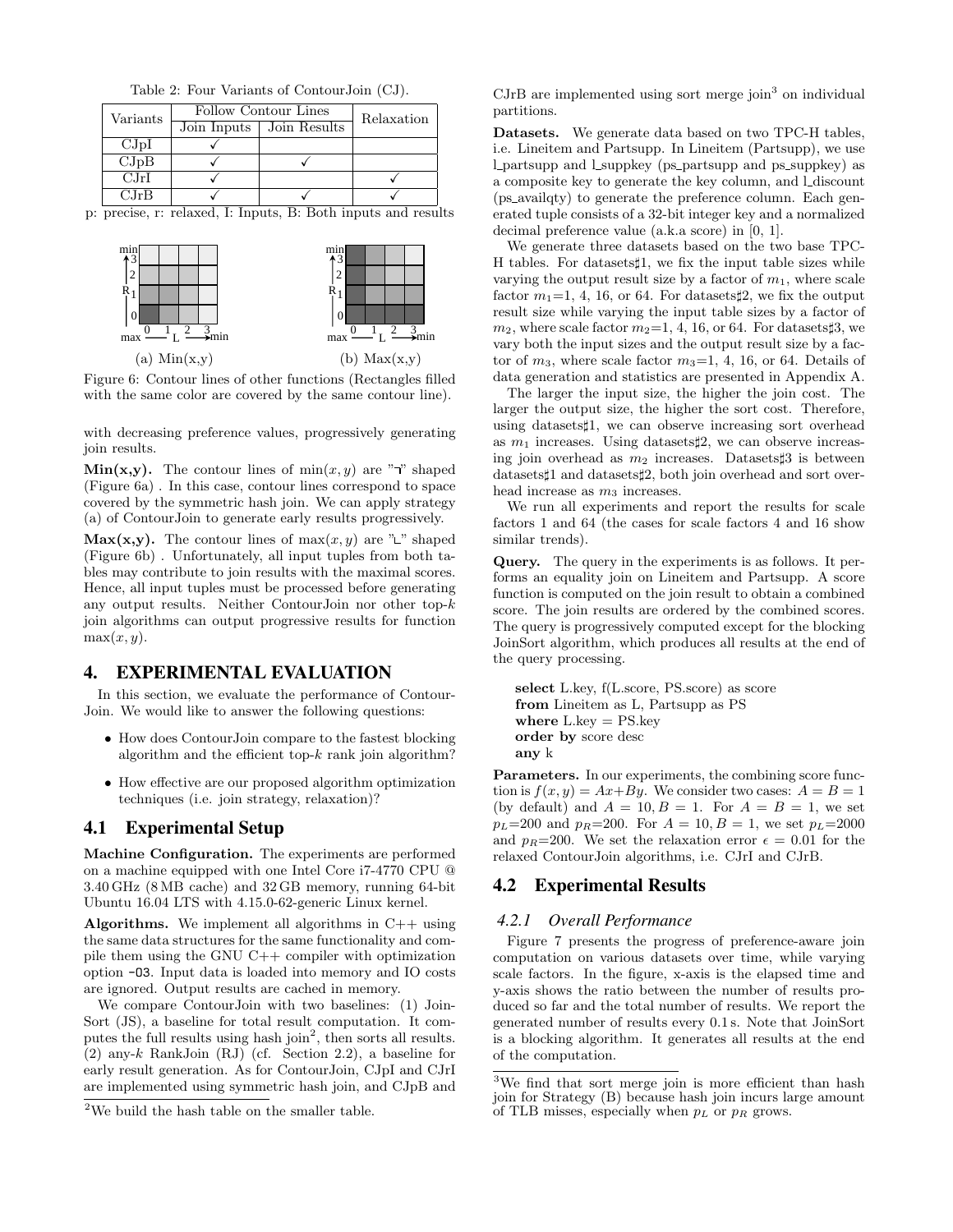Table 2: Four Variants of ContourJoin (CJ).

| Variants | Follow Contour Lines | | Relaxation |
|---|---|---|---|
| | Join Inputs | Join Results | |
| CJpI | ✓ | | |
| CJpB | ✓ | ✓ | |
| CJrI | ✓ | | ✓ |
| CJrB | ✓ | ✓ | ✓ |

p: precise, r: relaxed, I: Inputs, B: Both inputs and results

(a) Min(x,y) (b) Max(x,y)

Figure 6: Contour lines of other functions (Rectangles filled with the same color are covered by the same contour line).

with decreasing preference values, progressively generating join results.

**Min(x,y).** The contour lines of $\min(x, y)$ are "¬" shaped (Figure 6a) . In this case, contour lines correspond to space covered by the symmetric hash join. We can apply strategy (a) of ContourJoin to generate early results progressively.

**Max(x,y).** The contour lines of $\max(x, y)$ are "∟" shaped (Figure 6b) . Unfortunately, all input tuples from both tables may contribute to join results with the maximal scores. Hence, all input tuples must be processed before generating any output results. Neither ContourJoin nor other top-$k$ join algorithms can output progressive results for function $\max(x, y)$.

## 4. EXPERIMENTAL EVALUATION

In this section, we evaluate the performance of ContourJoin. We would like to answer the following questions:

- How does ContourJoin compare to the fastest blocking algorithm and the efficient top-$k$ rank join algorithm?
- How effective are our proposed algorithm optimization techniques (i.e. join strategy, relaxation)?

### 4.1 Experimental Setup

**Machine Configuration.** The experiments are performed on a machine equipped with one Intel Core i7-4770 CPU @ 3.40 GHz (8 MB cache) and 32 GB memory, running 64-bit Ubuntu 16.04 LTS with 4.15.0-62-generic Linux kernel.

**Algorithms.** We implement all algorithms in C++ using the same data structures for the same functionality and compile them using the GNU C++ compiler with optimization option `-O3`. Input data is loaded into memory and IO costs are ignored. Output results are cached in memory.

We compare ContourJoin with two baselines: (1) JoinSort (JS), a baseline for total result computation. It computes the full results using hash join[2], then sorts all results. (2) any-$k$ RankJoin (RJ) (cf. Section 2.2), a baseline for early result generation. As for ContourJoin, CJpI and CJrI are implemented using symmetric hash join, and CJpB and CJrB are implemented using sort merge join[3] on individual partitions.

[2]We build the hash table on the smaller table.

**Datasets.** We generate data based on two TPC-H tables, i.e. Lineitem and Partsupp. In Lineitem (Partsupp), we use l_partsupp and l_suppkey (ps_partsupp and ps_suppkey) as a composite key to generate the key column, and l_discount (ps_availqty) to generate the preference column. Each generated tuple consists of a 32-bit integer key and a normalized decimal preference value (a.k.a score) in [0, 1].

We generate three datasets based on the two base TPC-H tables. For datasets♯1, we fix the input table sizes while varying the output result size by a factor of $m_1$, where scale factor $m_1$=1, 4, 16, or 64. For datasets♯2, we fix the output result size while varying the input table sizes by a factor of $m_2$, where scale factor $m_2$=1, 4, 16, or 64. For datasets♯3, we vary both the input sizes and the output result size by a factor of $m_3$, where scale factor $m_3$=1, 4, 16, or 64. Details of data generation and statistics are presented in Appendix A.

The larger the input size, the higher the join cost. The larger the output size, the higher the sort cost. Therefore, using datasets♯1, we can observe increasing sort overhead as $m_1$ increases. Using datasets♯2, we can observe increasing join overhead as $m_2$ increases. Datasets♯3 is between datasets♯1 and datasets♯2, both join overhead and sort overhead increase as $m_3$ increases.

We run all experiments and report the results for scale factors 1 and 64 (the cases for scale factors 4 and 16 show similar trends).

**Query.** The query in the experiments is as follows. It performs an equality join on Lineitem and Partsupp. A score function is computed on the join result to obtain a combined score. The join results are ordered by the combined scores. The query is progressively computed except for the blocking JoinSort algorithm, which produces all results at the end of the query processing.

```
select L.key, f(L.score, PS.score) as score
from Lineitem as L, Partsupp as PS
where L.key = PS.key
order by score desc
any k
```

**Parameters.** In our experiments, the combining score function is $f(x, y) = Ax+By$. We consider two cases: $A = B = 1$ (by default) and $A = 10, B = 1$. For $A = B = 1$, we set $p_L$=200 and $p_R$=200. For $A = 10, B = 1$, we set $p_L$=2000 and $p_R$=200. We set the relaxation error $\epsilon = 0.01$ for the relaxed ContourJoin algorithms, i.e. CJrI and CJrB.

### 4.2 Experimental Results

#### 4.2.1 Overall Performance

Figure 7 presents the progress of preference-aware join computation on various datasets over time, while varying scale factors. In the figure, x-axis is the elapsed time and y-axis shows the ratio between the number of results produced so far and the total number of results. We report the generated number of results every 0.1 s. Note that JoinSort is a blocking algorithm. It generates all results at the end of the computation.

[3]We find that sort merge join is more efficient than hash join for Strategy (B) because hash join incurs large amount of TLB misses, especially when $p_L$ or $p_R$ grows.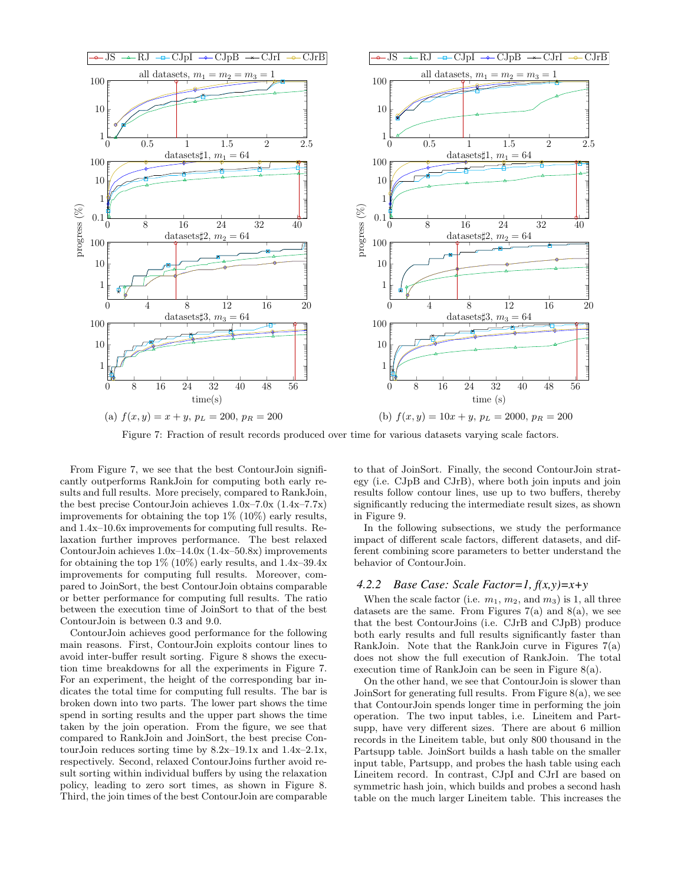Figure 7: Fraction of result records produced over time for various datasets varying scale factors.

(a) $f(x, y) = x + y$, $p_L = 200$, $p_R = 200$

(b) $f(x, y) = 10x + y$, $p_L = 2000$, $p_R = 200$

From Figure 7, we see that the best ContourJoin significantly outperforms RankJoin for computing both early results and full results. More precisely, compared to RankJoin, the best precise ContourJoin achieves 1.0x–7.0x (1.4x–7.7x) improvements for obtaining the top 1% (10%) early results, and 1.4x–10.6x improvements for computing full results. Relaxation further improves performance. The best relaxed ContourJoin achieves 1.0x–14.0x (1.4x–50.8x) improvements for obtaining the top 1% (10%) early results, and 1.4x–39.4x improvements for computing full results. Moreover, compared to JoinSort, the best ContourJoin obtains comparable or better performance for computing full results. The ratio between the execution time of JoinSort to that of the best ContourJoin is between 0.3 and 9.0.

ContourJoin achieves good performance for the following main reasons. First, ContourJoin exploits contour lines to avoid inter-buffer result sorting. Figure 8 shows the execution time breakdowns for all the experiments in Figure 7. For an experiment, the height of the corresponding bar indicates the total time for computing full results. The bar is broken down into two parts. The lower part shows the time spend in sorting results and the upper part shows the time taken by the join operation. From the figure, we see that compared to RankJoin and JoinSort, the best precise ContourJoin reduces sorting time by 8.2x–19.1x and 1.4x–2.1x, respectively. Second, relaxed ContourJoins further avoid result sorting within individual buffers by using the relaxation policy, leading to zero sort times, as shown in Figure 8. Third, the join times of the best ContourJoin are comparable to that of JoinSort. Finally, the second ContourJoin strategy (i.e. CJpB and CJrB), where both join inputs and join results follow contour lines, use up to two buffers, thereby significantly reducing the intermediate result sizes, as shown in Figure 9.

In the following subsections, we study the performance impact of different scale factors, different datasets, and different combining score parameters to better understand the behavior of ContourJoin.

### 4.2.2 Base Case: Scale Factor=1, f(x,y)=x+y

When the scale factor (i.e. $m_1$, $m_2$, and $m_3$) is 1, all three datasets are the same. From Figures 7(a) and 8(a), we see that the best ContourJoins (i.e. CJrB and CJpB) produce both early results and full results significantly faster than RankJoin. Note that the RankJoin curve in Figures 7(a) does not show the full execution of RankJoin. The total execution time of RankJoin can be seen in Figure 8(a).

On the other hand, we see that ContourJoin is slower than JoinSort for generating full results. From Figure 8(a), we see that ContourJoin spends longer time in performing the join operation. The two input tables, i.e. Lineitem and Partsupp, have very different sizes. There are about 6 million records in the Lineitem table, but only 800 thousand in the Partsupp table. JoinSort builds a hash table on the smaller input table, Partsupp, and probes the hash table using each Lineitem record. In contrast, CJpI and CJrI are based on symmetric hash join, which builds and probes a second hash table on the much larger Lineitem table. This increases the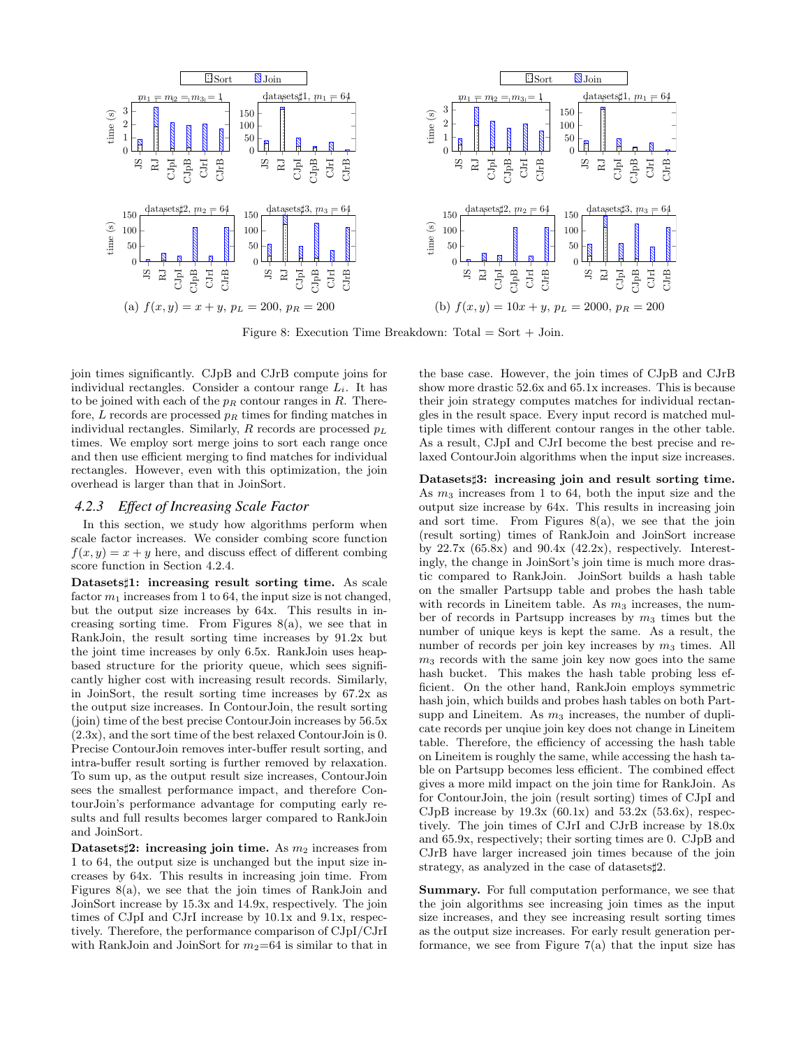Figure 8: Execution Time Breakdown: Total = Sort + Join.

join times significantly. CJpB and CJrB compute joins for individual rectangles. Consider a contour range $L_i$. It has to be joined with each of the $p_R$ contour ranges in $R$. Therefore, $L$ records are processed $p_R$ times for finding matches in individual rectangles. Similarly, $R$ records are processed $p_L$ times. We employ sort merge joins to sort each range once and then use efficient merging to find matches for individual rectangles. However, even with this optimization, the join overhead is larger than that in JoinSort.

### *4.2.3 Effect of Increasing Scale Factor*

In this section, we study how algorithms perform when scale factor increases. We consider combing score function $f(x, y) = x + y$ here, and discuss effect of different combing score function in Section 4.2.4.

**Datasets♯1: increasing result sorting time.** As scale factor $m_1$ increases from 1 to 64, the input size is not changed, but the output size increases by 64x. This results in increasing sorting time. From Figures 8(a), we see that in RankJoin, the result sorting time increases by 91.2x but the joint time increases by only 6.5x. RankJoin uses heap-based structure for the priority queue, which sees significantly higher cost with increasing result records. Similarly, in JoinSort, the result sorting time increases by 67.2x as the output size increases. In ContourJoin, the result sorting (join) time of the best precise ContourJoin increases by 56.5x (2.3x), and the sort time of the best relaxed ContourJoin is 0. Precise ContourJoin removes inter-buffer result sorting, and intra-buffer result sorting is further removed by relaxation. To sum up, as the output result size increases, ContourJoin sees the smallest performance impact, and therefore ContourJoin's performance advantage for computing early results and full results becomes larger compared to RankJoin and JoinSort.

**Datasets♯2: increasing join time.** As $m_2$ increases from 1 to 64, the output size is unchanged but the input size increases by 64x. This results in increasing join time. From Figures 8(a), we see that the join times of RankJoin and JoinSort increase by 15.3x and 14.9x, respectively. The join times of CJpI and CJrI increase by 10.1x and 9.1x, respectively. Therefore, the performance comparison of CJpI/CJrI with RankJoin and JoinSort for $m_2$=64 is similar to that in the base case. However, the join times of CJpB and CJrB show more drastic 52.6x and 65.1x increases. This is because their join strategy computes matches for individual rectangles in the result space. Every input record is matched multiple times with different contour ranges in the other table. As a result, CJpI and CJrI become the best precise and relaxed ContourJoin algorithms when the input size increases.

**Datasets♯3: increasing join and result sorting time.** As $m_3$ increases from 1 to 64, both the input size and the output size increase by 64x. This results in increasing join and sort time. From Figures 8(a), we see that the join (result sorting) times of RankJoin and JoinSort increase by 22.7x (65.8x) and 90.4x (42.2x), respectively. Interestingly, the change in JoinSort's join time is much more drastic compared to RankJoin. JoinSort builds a hash table on the smaller Partsupp table and probes the hash table with records in Lineitem table. As $m_3$ increases, the number of records in Partsupp increases by $m_3$ times but the number of unique keys is kept the same. As a result, the number of records per join key increases by $m_3$ times. All $m_3$ records with the same join key now goes into the same hash bucket. This makes the hash table probing less efficient. On the other hand, RankJoin employs symmetric hash join, which builds and probes hash tables on both Partsupp and Lineitem. As $m_3$ increases, the number of duplicate records per unqiue join key does not change in Lineitem table. Therefore, the efficiency of accessing the hash table on Lineitem is roughly the same, while accessing the hash table on Partsupp becomes less efficient. The combined effect gives a more mild impact on the join time for RankJoin. As for ContourJoin, the join (result sorting) times of CJpI and CJpB increase by 19.3x (60.1x) and 53.2x (53.6x), respectively. The join times of CJrI and CJrB increase by 18.0x and 65.9x, respectively; their sorting times are 0. CJpB and CJrB have larger increased join times because of the join strategy, as analyzed in the case of datasets♯2.

**Summary.** For full computation performance, we see that the join algorithms see increasing join times as the input size increases, and they see increasing result sorting times as the output size increases. For early result generation performance, we see from Figure 7(a) that the input size has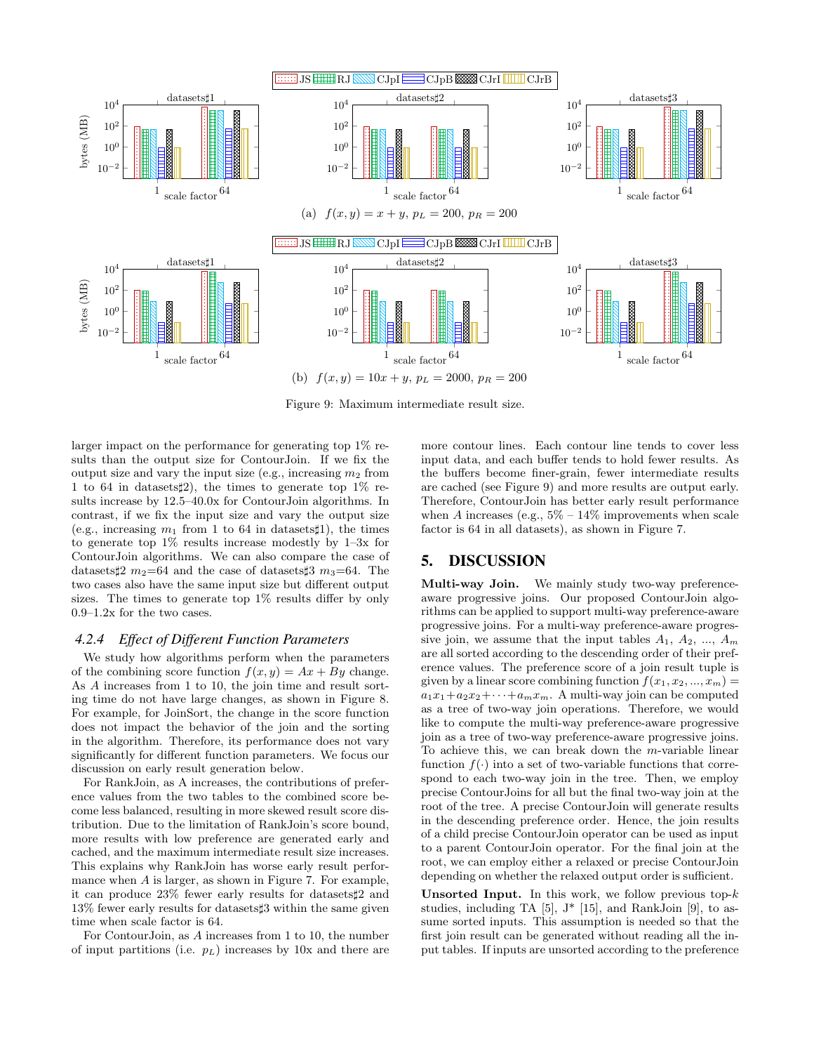(a) $f(x, y) = x + y$, $p_L = 200$, $p_R = 200$

(b) $f(x, y) = 10x + y$, $p_L = 2000$, $p_R = 200$

Figure 9: Maximum intermediate result size.

larger impact on the performance for generating top 1% results than the output size for ContourJoin. If we fix the output size and vary the input size (e.g., increasing $m_2$ from 1 to 64 in datasets♯2), the times to generate top 1% results increase by 12.5–40.0x for ContourJoin algorithms. In contrast, if we fix the input size and vary the output size (e.g., increasing $m_1$ from 1 to 64 in datasets♯1), the times to generate top 1% results increase modestly by 1–3x for ContourJoin algorithms. We can also compare the case of datasets♯2 $m_2$=64 and the case of datasets♯3 $m_3$=64. The two cases also have the same input size but different output sizes. The times to generate top 1% results differ by only 0.9–1.2x for the two cases.

#### 4.2.4 Effect of Different Function Parameters

We study how algorithms perform when the parameters of the combining score function $f(x, y) = Ax + By$ change. As $A$ increases from 1 to 10, the join time and result sorting time do not have large changes, as shown in Figure 8. For example, for JoinSort, the change in the score function does not impact the behavior of the join and the sorting in the algorithm. Therefore, its performance does not vary significantly for different function parameters. We focus our discussion on early result generation below.

For RankJoin, as A increases, the contributions of preference values from the two tables to the combined score become less balanced, resulting in more skewed result score distribution. Due to the limitation of RankJoin's score bound, more results with low preference are generated early and cached, and the maximum intermediate result size increases. This explains why RankJoin has worse early result performance when $A$ is larger, as shown in Figure 7. For example, it can produce 23% fewer early results for datasets♯2 and 13% fewer early results for datasets♯3 within the same given time when scale factor is 64.

For ContourJoin, as $A$ increases from 1 to 10, the number of input partitions (i.e. $p_L$) increases by 10x and there are more contour lines. Each contour line tends to cover less input data, and each buffer tends to hold fewer results. As the buffers become finer-grain, fewer intermediate results are cached (see Figure 9) and more results are output early. Therefore, ContourJoin has better early result performance when $A$ increases (e.g., 5% – 14% improvements when scale factor is 64 in all datasets), as shown in Figure 7.

## 5. DISCUSSION

**Multi-way Join.** We mainly study two-way preference-aware progressive joins. Our proposed ContourJoin algorithms can be applied to support multi-way preference-aware progressive joins. For a multi-way preference-aware progressive join, we assume that the input tables $A_1$, $A_2$, ..., $A_m$ are all sorted according to the descending order of their preference values. The preference score of a join result tuple is given by a linear score combining function $f(x_1, x_2, ..., x_m) = a_1x_1 + a_2x_2 + \cdots + a_mx_m$. A multi-way join can be computed as a tree of two-way join operations. Therefore, we would like to compute the multi-way preference-aware progressive join as a tree of two-way preference-aware progressive joins. To achieve this, we can break down the $m$-variable linear function $f(\cdot)$ into a set of two-variable functions that correspond to each two-way join in the tree. Then, we employ precise ContourJoins for all but the final two-way join at the root of the tree. A precise ContourJoin will generate results in the descending preference order. Hence, the join results of a child precise ContourJoin operator can be used as input to a parent ContourJoin operator. For the final join at the root, we can employ either a relaxed or precise ContourJoin depending on whether the relaxed output order is sufficient.

**Unsorted Input.** In this work, we follow previous top-$k$ studies, including TA [5], J* [15], and RankJoin [9], to assume sorted inputs. This assumption is needed so that the first join result can be generated without reading all the input tables. If inputs are unsorted according to the preference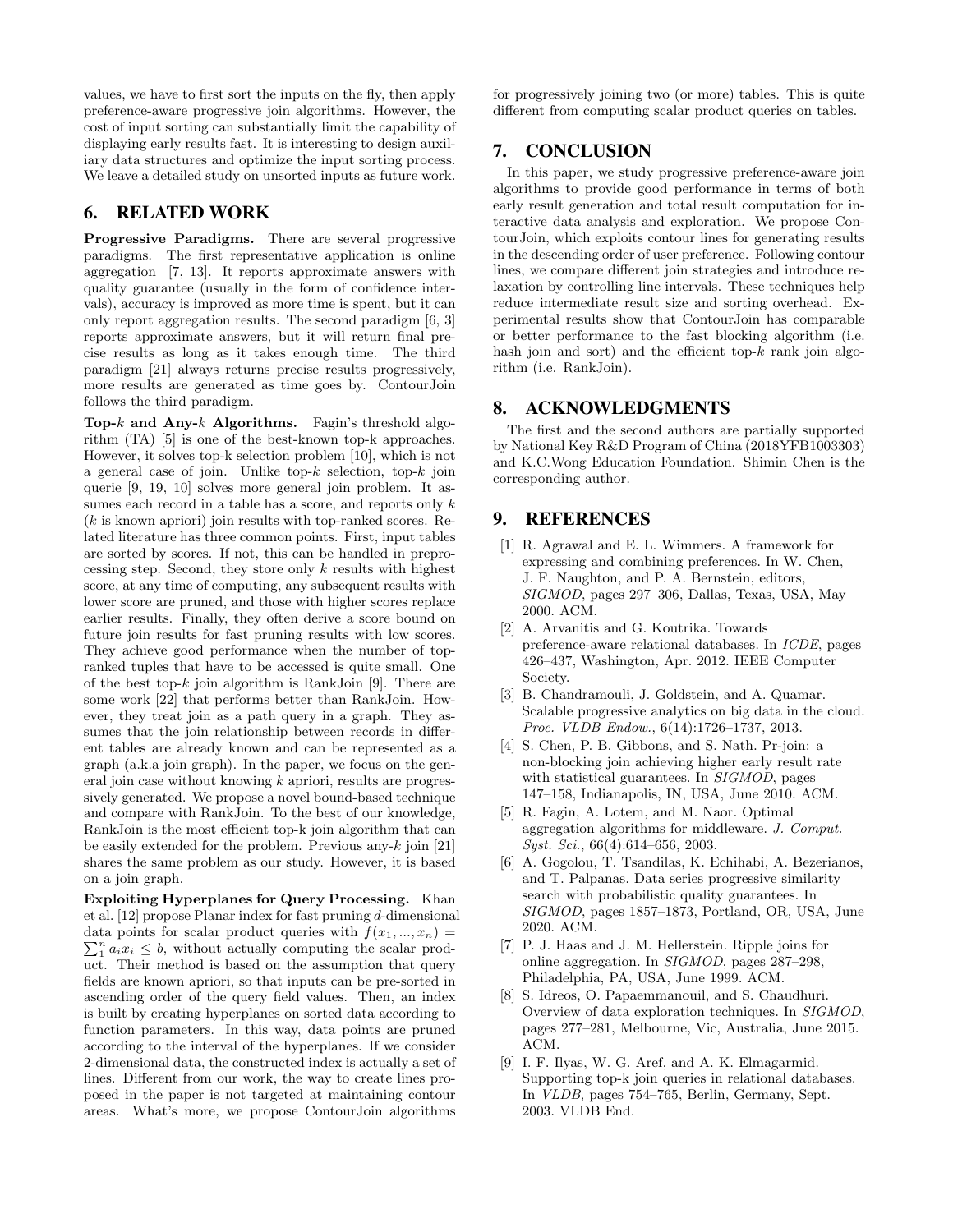values, we have to first sort the inputs on the fly, then apply preference-aware progressive join algorithms. However, the cost of input sorting can substantially limit the capability of displaying early results fast. It is interesting to design auxiliary data structures and optimize the input sorting process. We leave a detailed study on unsorted inputs as future work.

## 6. RELATED WORK

**Progressive Paradigms.** There are several progressive paradigms. The first representative application is online aggregation [7, 13]. It reports approximate answers with quality guarantee (usually in the form of confidence intervals), accuracy is improved as more time is spent, but it can only report aggregation results. The second paradigm [6, 3] reports approximate answers, but it will return final precise results as long as it takes enough time. The third paradigm [21] always returns precise results progressively, more results are generated as time goes by. ContourJoin follows the third paradigm.

**Top-$k$ and Any-$k$ Algorithms.** Fagin's threshold algorithm (TA) [5] is one of the best-known top-k approaches. However, it solves top-k selection problem [10], which is not a general case of join. Unlike top-$k$ selection, top-$k$ join querie [9, 19, 10] solves more general join problem. It assumes each record in a table has a score, and reports only $k$ ($k$ is known apriori) join results with top-ranked scores. Related literature has three common points. First, input tables are sorted by scores. If not, this can be handled in preprocessing step. Second, they store only $k$ results with highest score, at any time of computing, any subsequent results with lower score are pruned, and those with higher scores replace earlier results. Finally, they often derive a score bound on future join results for fast pruning results with low scores. They achieve good performance when the number of top-ranked tuples that have to be accessed is quite small. One of the best top-$k$ join algorithm is RankJoin [9]. There are some work [22] that performs better than RankJoin. However, they treat join as a path query in a graph. They assumes that the join relationship between records in different tables are already known and can be represented as a graph (a.k.a join graph). In the paper, we focus on the general join case without knowing $k$ apriori, results are progressively generated. We propose a novel bound-based technique and compare with RankJoin. To the best of our knowledge, RankJoin is the most efficient top-k join algorithm that can be easily extended for the problem. Previous any-$k$ join [21] shares the same problem as our study. However, it is based on a join graph.

**Exploiting Hyperplanes for Query Processing.** Khan et al. [12] propose Planar index for fast pruning $d$-dimensional data points for scalar product queries with $f(x_1, ..., x_n) = \sum_1^n a_i x_i \leq b$, without actually computing the scalar product. Their method is based on the assumption that query fields are known apriori, so that inputs can be pre-sorted in ascending order of the query field values. Then, an index is built by creating hyperplanes on sorted data according to function parameters. In this way, data points are pruned according to the interval of the hyperplanes. If we consider 2-dimensional data, the constructed index is actually a set of lines. Different from our work, the way to create lines proposed in the paper is not targeted at maintaining contour areas. What's more, we propose ContourJoin algorithms for progressively joining two (or more) tables. This is quite different from computing scalar product queries on tables.

## 7. CONCLUSION

In this paper, we study progressive preference-aware join algorithms to provide good performance in terms of both early result generation and total result computation for interactive data analysis and exploration. We propose ContourJoin, which exploits contour lines for generating results in the descending order of user preference. Following contour lines, we compare different join strategies and introduce relaxation by controlling line intervals. These techniques help reduce intermediate result size and sorting overhead. Experimental results show that ContourJoin has comparable or better performance to the fast blocking algorithm (i.e. hash join and sort) and the efficient top-$k$ rank join algorithm (i.e. RankJoin).

## 8. ACKNOWLEDGMENTS

The first and the second authors are partially supported by National Key R&D Program of China (2018YFB1003303) and K.C.Wong Education Foundation. Shimin Chen is the corresponding author.

## 9. REFERENCES

[1] R. Agrawal and E. L. Wimmers. A framework for expressing and combining preferences. In W. Chen, J. F. Naughton, and P. A. Bernstein, editors, *SIGMOD*, pages 297–306, Dallas, Texas, USA, May 2000. ACM.

[2] A. Arvanitis and G. Koutrika. Towards preference-aware relational databases. In *ICDE*, pages 426–437, Washington, Apr. 2012. IEEE Computer Society.

[3] B. Chandramouli, J. Goldstein, and A. Quamar. Scalable progressive analytics on big data in the cloud. *Proc. VLDB Endow.*, 6(14):1726–1737, 2013.

[4] S. Chen, P. B. Gibbons, and S. Nath. Pr-join: a non-blocking join achieving higher early result rate with statistical guarantees. In *SIGMOD*, pages 147–158, Indianapolis, IN, USA, June 2010. ACM.

[5] R. Fagin, A. Lotem, and M. Naor. Optimal aggregation algorithms for middleware. *J. Comput. Syst. Sci.*, 66(4):614–656, 2003.

[6] A. Gogolou, T. Tsandilas, K. Echihabi, A. Bezerianos, and T. Palpanas. Data series progressive similarity search with probabilistic quality guarantees. In *SIGMOD*, pages 1857–1873, Portland, OR, USA, June 2020. ACM.

[7] P. J. Haas and J. M. Hellerstein. Ripple joins for online aggregation. In *SIGMOD*, pages 287–298, Philadelphia, PA, USA, June 1999. ACM.

[8] S. Idreos, O. Papaemmanouil, and S. Chaudhuri. Overview of data exploration techniques. In *SIGMOD*, pages 277–281, Melbourne, Vic, Australia, June 2015. ACM.

[9] I. F. Ilyas, W. G. Aref, and A. K. Elmagarmid. Supporting top-k join queries in relational databases. In *VLDB*, pages 754–765, Berlin, Germany, Sept. 2003. VLDB End.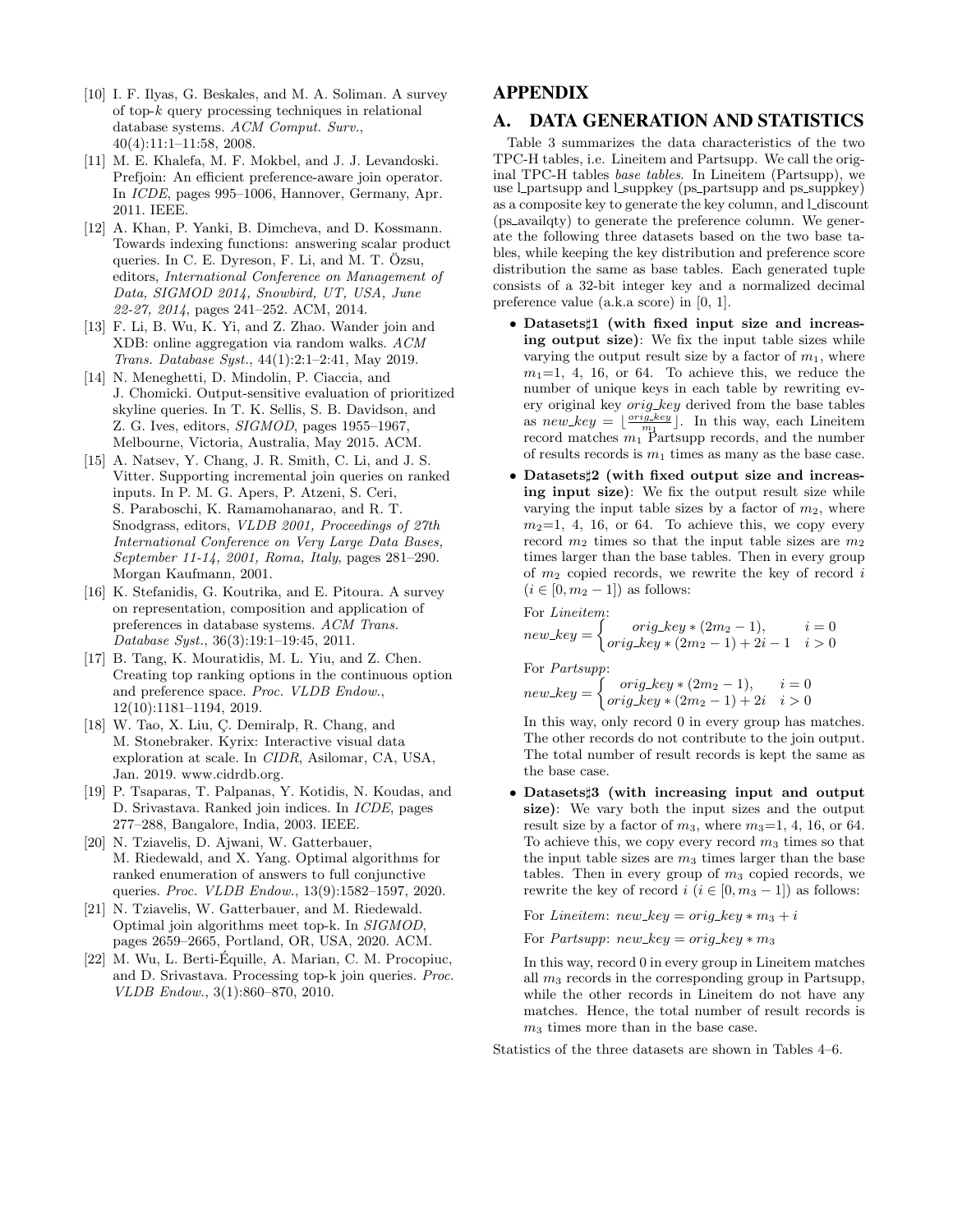[10] I. F. Ilyas, G. Beskales, and M. A. Soliman. A survey of top-$k$ query processing techniques in relational database systems. *ACM Comput. Surv.*, 40(4):11:1–11:58, 2008.

[11] M. E. Khalefa, M. F. Mokbel, and J. J. Levandoski. Prefjoin: An efficient preference-aware join operator. In *ICDE*, pages 995–1006, Hannover, Germany, Apr. 2011. IEEE.

[12] A. Khan, P. Yanki, B. Dimcheva, and D. Kossmann. Towards indexing functions: answering scalar product queries. In C. E. Dyreson, F. Li, and M. T. Özsu, editors, *International Conference on Management of Data, SIGMOD 2014, Snowbird, UT, USA, June 22-27, 2014*, pages 241–252. ACM, 2014.

[13] F. Li, B. Wu, K. Yi, and Z. Zhao. Wander join and XDB: online aggregation via random walks. *ACM Trans. Database Syst.*, 44(1):2:1–2:41, May 2019.

[14] N. Meneghetti, D. Mindolin, P. Ciaccia, and J. Chomicki. Output-sensitive evaluation of prioritized skyline queries. In T. K. Sellis, S. B. Davidson, and Z. G. Ives, editors, *SIGMOD*, pages 1955–1967, Melbourne, Victoria, Australia, May 2015. ACM.

[15] A. Natsev, Y. Chang, J. R. Smith, C. Li, and J. S. Vitter. Supporting incremental join queries on ranked inputs. In P. M. G. Apers, P. Atzeni, S. Ceri, S. Paraboschi, K. Ramamohanarao, and R. T. Snodgrass, editors, *VLDB 2001, Proceedings of 27th International Conference on Very Large Data Bases, September 11-14, 2001, Roma, Italy*, pages 281–290. Morgan Kaufmann, 2001.

[16] K. Stefanidis, G. Koutrika, and E. Pitoura. A survey on representation, composition and application of preferences in database systems. *ACM Trans. Database Syst.*, 36(3):19:1–19:45, 2011.

[17] B. Tang, K. Mouratidis, M. L. Yiu, and Z. Chen. Creating top ranking options in the continuous option and preference space. *Proc. VLDB Endow.*, 12(10):1181–1194, 2019.

[18] W. Tao, X. Liu, Ç. Demiralp, R. Chang, and M. Stonebraker. Kyrix: Interactive visual data exploration at scale. In *CIDR*, Asilomar, CA, USA, Jan. 2019. www.cidrdb.org.

[19] P. Tsaparas, T. Palpanas, Y. Kotidis, N. Koudas, and D. Srivastava. Ranked join indices. In *ICDE*, pages 277–288, Bangalore, India, 2003. IEEE.

[20] N. Tziavelis, D. Ajwani, W. Gatterbauer, M. Riedewald, and X. Yang. Optimal algorithms for ranked enumeration of answers to full conjunctive queries. *Proc. VLDB Endow.*, 13(9):1582–1597, 2020.

[21] N. Tziavelis, W. Gatterbauer, and M. Riedewald. Optimal join algorithms meet top-k. In *SIGMOD*, pages 2659–2665, Portland, OR, USA, 2020. ACM.

[22] M. Wu, L. Berti-Équille, A. Marian, C. M. Procopiuc, and D. Srivastava. Processing top-k join queries. *Proc. VLDB Endow.*, 3(1):860–870, 2010.

# APPENDIX

## A. DATA GENERATION AND STATISTICS

Table 3 summarizes the data characteristics of the two TPC-H tables, i.e. Lineitem and Partsupp. We call the original TPC-H tables *base tables*. In Lineitem (Partsupp), we use l_partsupp and l_suppkey (ps_partsupp and ps_suppkey) as a composite key to generate the key column, and l_discount (ps_availqty) to generate the preference column. We generate the following three datasets based on the two base tables, while keeping the key distribution and preference score distribution the same as base tables. Each generated tuple consists of a 32-bit integer key and a normalized decimal preference value (a.k.a score) in [0, 1].

- **Datasets♯1 (with fixed input size and increasing output size)**: We fix the input table sizes while varying the output result size by a factor of $m_1$, where $m_1$=1, 4, 16, or 64. To achieve this, we reduce the number of unique keys in each table by rewriting every original key *orig_key* derived from the base tables as $new\_key = \lfloor \frac{orig\_key}{m_1} \rfloor$. In this way, each Lineitem record matches $m_1$ Partsupp records, and the number of results records is $m_1$ times as many as the base case.

- **Datasets♯2 (with fixed output size and increasing input size)**: We fix the output result size while varying the input table sizes by a factor of $m_2$, where $m_2$=1, 4, 16, or 64. To achieve this, we copy every record $m_2$ times so that the input table sizes are $m_2$ times larger than the base tables. Then in every group of $m_2$ copied records, we rewrite the key of record $i$ ($i \in [0, m_2 - 1]$) as follows:

  For *Lineitem*:
  $$new\_key = \begin{cases} orig\_key * (2m_2 - 1), & i = 0 \\ orig\_key * (2m_2 - 1) + 2i - 1 & i > 0 \end{cases}$$

  For *Partsupp*:
  $$new\_key = \begin{cases} orig\_key * (2m_2 - 1), & i = 0 \\ orig\_key * (2m_2 - 1) + 2i & i > 0 \end{cases}$$

  In this way, only record 0 in every group has matches. The other records do not contribute to the join output. The total number of result records is kept the same as the base case.

- **Datasets♯3 (with increasing input and output size)**: We vary both the input sizes and the output result size by a factor of $m_3$, where $m_3$=1, 4, 16, or 64. To achieve this, we copy every record $m_3$ times so that the input table sizes are $m_3$ times larger than the base tables. Then in every group of $m_3$ copied records, we rewrite the key of record $i$ ($i \in [0, m_3 - 1]$) as follows:

  For *Lineitem*: $new\_key = orig\_key * m_3 + i$

  For *Partsupp*: $new\_key = orig\_key * m_3$

  In this way, record 0 in every group in Lineitem matches all $m_3$ records in the corresponding group in Partsupp, while the other records in Lineitem do not have any matches. Hence, the total number of result records is $m_3$ times more than in the base case.

Statistics of the three datasets are shown in Tables 4–6.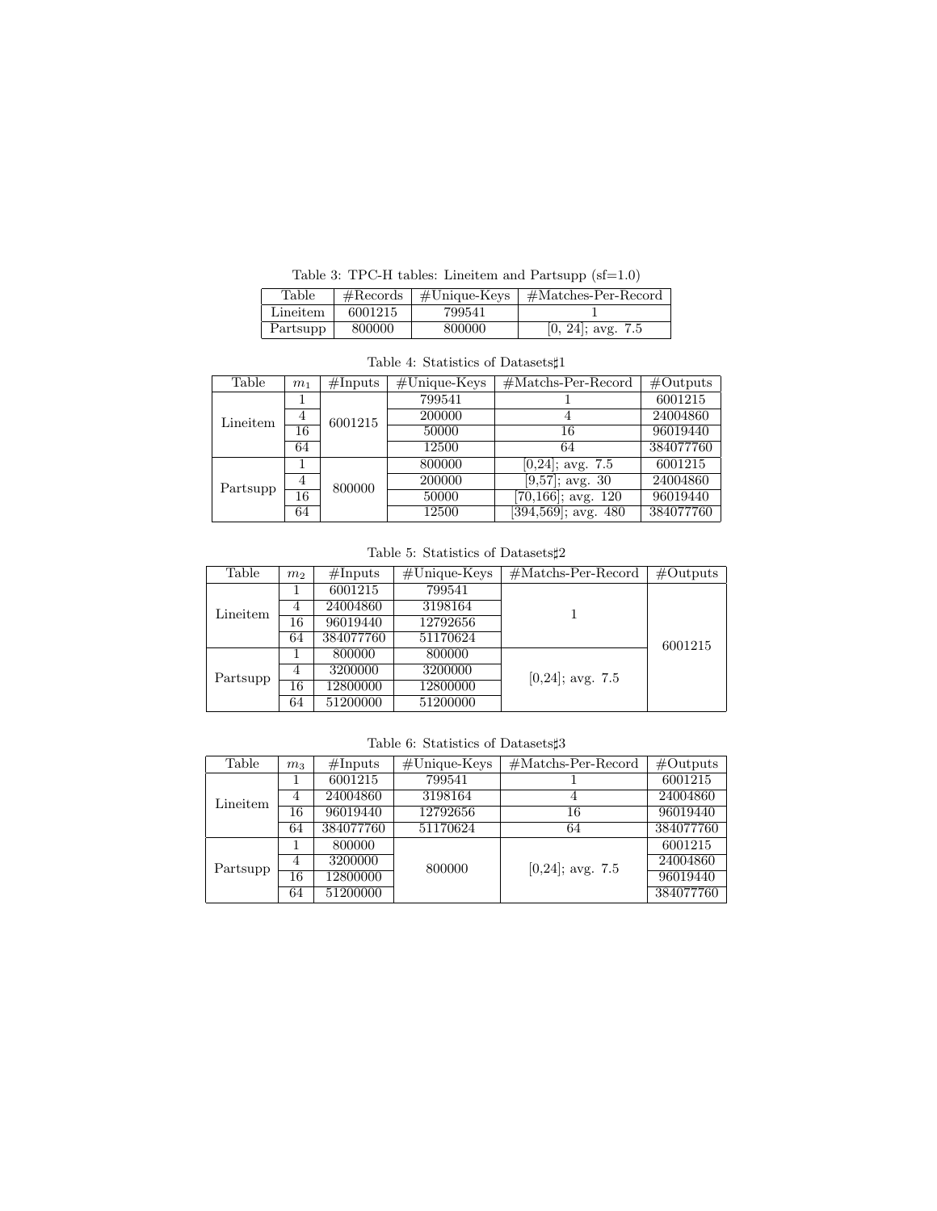Table 3: TPC-H tables: Lineitem and Partsupp (sf=1.0)

| Table | #Records | #Unique-Keys | #Matches-Per-Record |
|---|---|---|---|
| Lineitem | 6001215 | 799541 | 1 |
| Partsupp | 800000 | 800000 | [0, 24]; avg. 7.5 |

Table 4: Statistics of Datasets♯1

| Table | $m_1$ | #Inputs | #Unique-Keys | #Matchs-Per-Record | #Outputs |
|---|---|---|---|---|---|
| Lineitem | 1 | 6001215 | 799541 | 1 | 6001215 |
| | 4 | | 200000 | 4 | 24004860 |
| | 16 | | 50000 | 16 | 96019440 |
| | 64 | | 12500 | 64 | 384077760 |
| Partsupp | 1 | 800000 | 800000 | [0,24]; avg. 7.5 | 6001215 |
| | 4 | | 200000 | [9,57]; avg. 30 | 24004860 |
| | 16 | | 50000 | [70,166]; avg. 120 | 96019440 |
| | 64 | | 12500 | [394,569]; avg. 480 | 384077760 |

Table 5: Statistics of Datasets♯2

| Table | $m_2$ | #Inputs | #Unique-Keys | #Matchs-Per-Record | #Outputs |
|---|---|---|---|---|---|
| Lineitem | 1 | 6001215 | 799541 | 1 | 6001215 |
| | 4 | 24004860 | 3198164 | | |
| | 16 | 96019440 | 12792656 | | |
| | 64 | 384077760 | 51170624 | | |
| Partsupp | 1 | 800000 | 800000 | [0,24]; avg. 7.5 | |
| | 4 | 3200000 | 3200000 | | |
| | 16 | 12800000 | 12800000 | | |
| | 64 | 51200000 | 51200000 | | |

Table 6: Statistics of Datasets♯3

| Table | $m_3$ | #Inputs | #Unique-Keys | #Matchs-Per-Record | #Outputs |
|---|---|---|---|---|---|
| Lineitem | 1 | 6001215 | 799541 | 1 | 6001215 |
| | 4 | 24004860 | 3198164 | 4 | 24004860 |
| | 16 | 96019440 | 12792656 | 16 | 96019440 |
| | 64 | 384077760 | 51170624 | 64 | 384077760 |
| Partsupp | 1 | 800000 | 800000 | [0,24]; avg. 7.5 | 6001215 |
| | 4 | 3200000 | | | 24004860 |
| | 16 | 12800000 | | | 96019440 |
| | 64 | 51200000 | | | 384077760 |